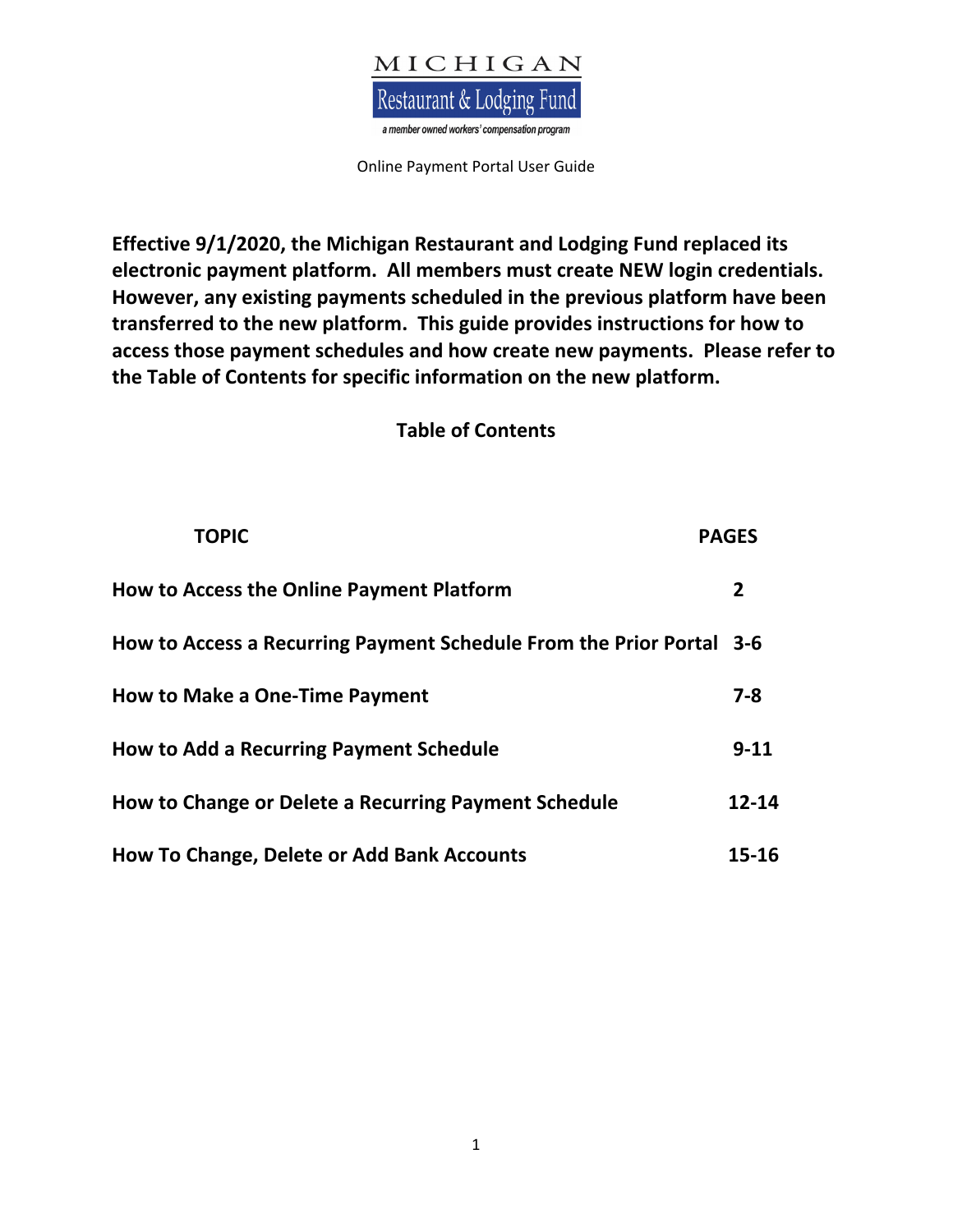MICHIGAN

Restaurant & Lodging Fund

*a member owned workers' compensation program*

Online Payment Portal User Guide

**Effective 9/1/2020, the Michigan Restaurant and Lodging Fund replaced its electronic payment platform. All members must create NEW login credentials. However, any existing payments scheduled in the previous platform have been transferred to the new platform. This guide provides instructions for how to access those payment schedules and how create new payments. Please refer to the Table of Contents for specific information on the new platform.**

## Table of Contents

| TOPIC | PAGES |
| --- | --- |
| **How to Access the Online Payment Platform** | **2** |
| **How to Access a Recurring Payment Schedule From the Prior Portal** | **3-6** |
| **How to Make a One-Time Payment** | **7-8** |
| **How to Add a Recurring Payment Schedule** | **9-11** |
| **How to Change or Delete a Recurring Payment Schedule** | **12-14** |
| **How To Change, Delete or Add Bank Accounts** | **15-16** |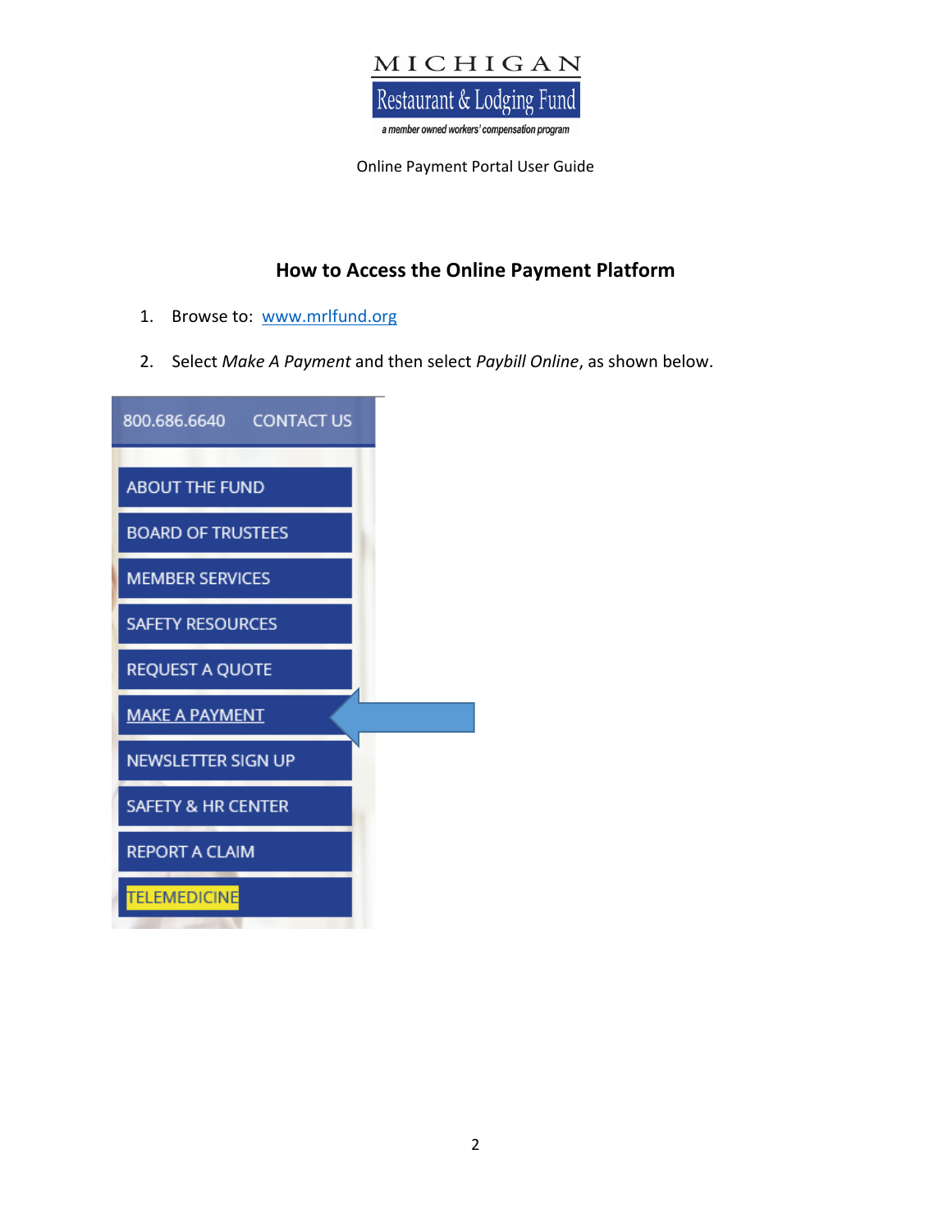MICHIGAN

Restaurant & Lodging Fund

*a member owned workers' compensation program*

Online Payment Portal User Guide

## How to Access the Online Payment Platform

1. Browse to: [www.mrlfund.org](www.mrlfund.org)
2. Select *Make A Payment* and then select *Paybill Online*, as shown below.

800.686.6640 CONTACT US

- ABOUT THE FUND
- BOARD OF TRUSTEES
- MEMBER SERVICES
- SAFETY RESOURCES
- REQUEST A QUOTE
- MAKE A PAYMENT
- NEWSLETTER SIGN UP
- SAFETY & HR CENTER
- REPORT A CLAIM
- TELEMEDICINE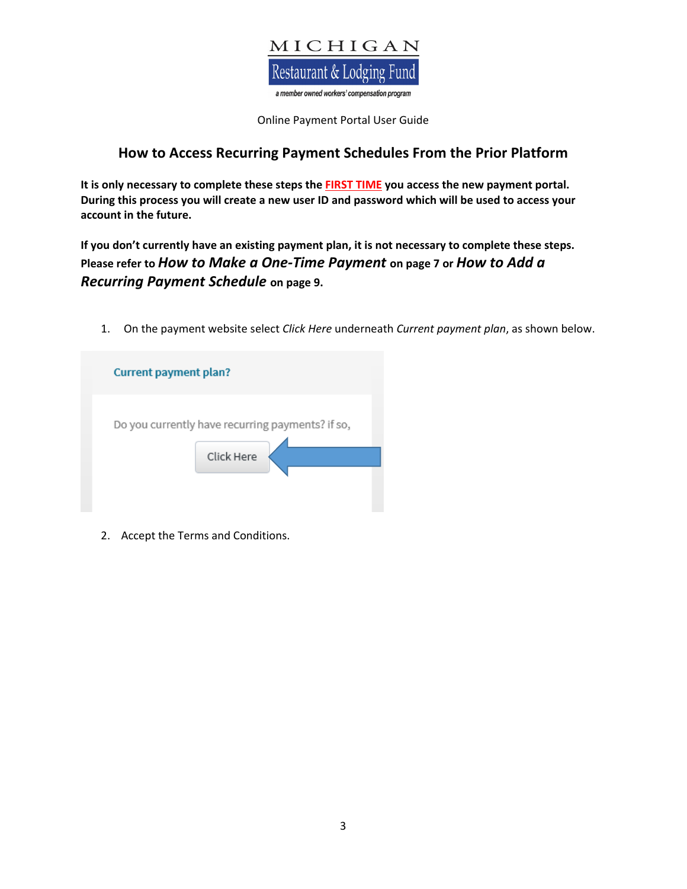MICHIGAN

Restaurant & Lodging Fund

a member owned workers' compensation program

Online Payment Portal User Guide

## How to Access Recurring Payment Schedules From the Prior Platform

**It is only necessary to complete these steps the FIRST TIME you access the new payment portal. During this process you will create a new user ID and password which will be used to access your account in the future.**

**If you don't currently have an existing payment plan, it is not necessary to complete these steps. Please refer to *How to Make a One-Time Payment* on page 7 or *How to Add a Recurring Payment Schedule* on page 9.**

1. On the payment website select *Click Here* underneath *Current payment plan*, as shown below.

Current payment plan?

Do you currently have recurring payments? if so,

Click Here

2. Accept the Terms and Conditions.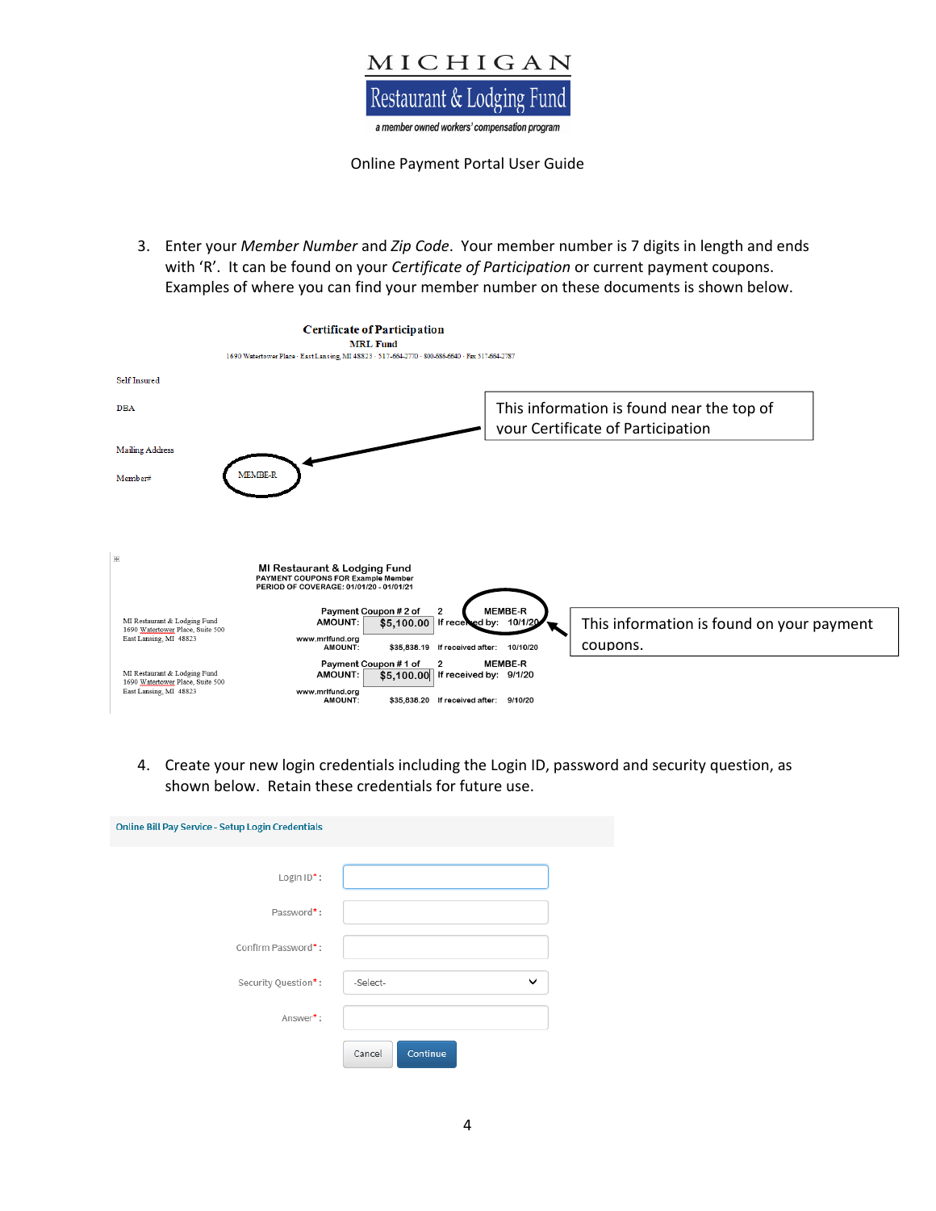3. Enter your *Member Number* and *Zip Code*. Your member number is 7 digits in length and ends with 'R'. It can be found on your *Certificate of Participation* or current payment coupons. Examples of where you can find your member number on these documents is shown below.

**Certificate of Participation**
**MRL Fund**
1690 Watertower Place · East Lansing, MI 48823 · 517-664-2770 · 800-686-6640 · Fax 517-664-2787

Self Insured

DBA

Mailing Address

Member# MEMBE-R

This information is found near the top of your Certificate of Participation

**MI Restaurant & Lodging Fund**
**PAYMENT COUPONS FOR Example Member**
**PERIOD OF COVERAGE: 01/01/20 - 01/01/21**

MI Restaurant & Lodging Fund
1690 Watertower Place, Suite 500
East Lansing, MI 48823

Payment Coupon # 2 of 2 MEMBE-R
AMOUNT: $5,100.00 If received by: 10/1/20
www.mrlfund.org
AMOUNT: $35,838.19 If received after: 10/10/20

MI Restaurant & Lodging Fund
1690 Watertower Place, Suite 500
East Lansing, MI 48823

Payment Coupon # 1 of 2 MEMBE-R
AMOUNT: $5,100.00 If received by: 9/1/20
www.mrlfund.org
AMOUNT: $35,838.20 If received after: 9/10/20

This information is found on your payment coupons.

4. Create your new login credentials including the Login ID, password and security question, as shown below. Retain these credentials for future use.

**Online Bill Pay Service - Setup Login Credentials**

Login ID*:

Password*:

Confirm Password*:

Security Question*: -Select-

Answer*:

Cancel | Continue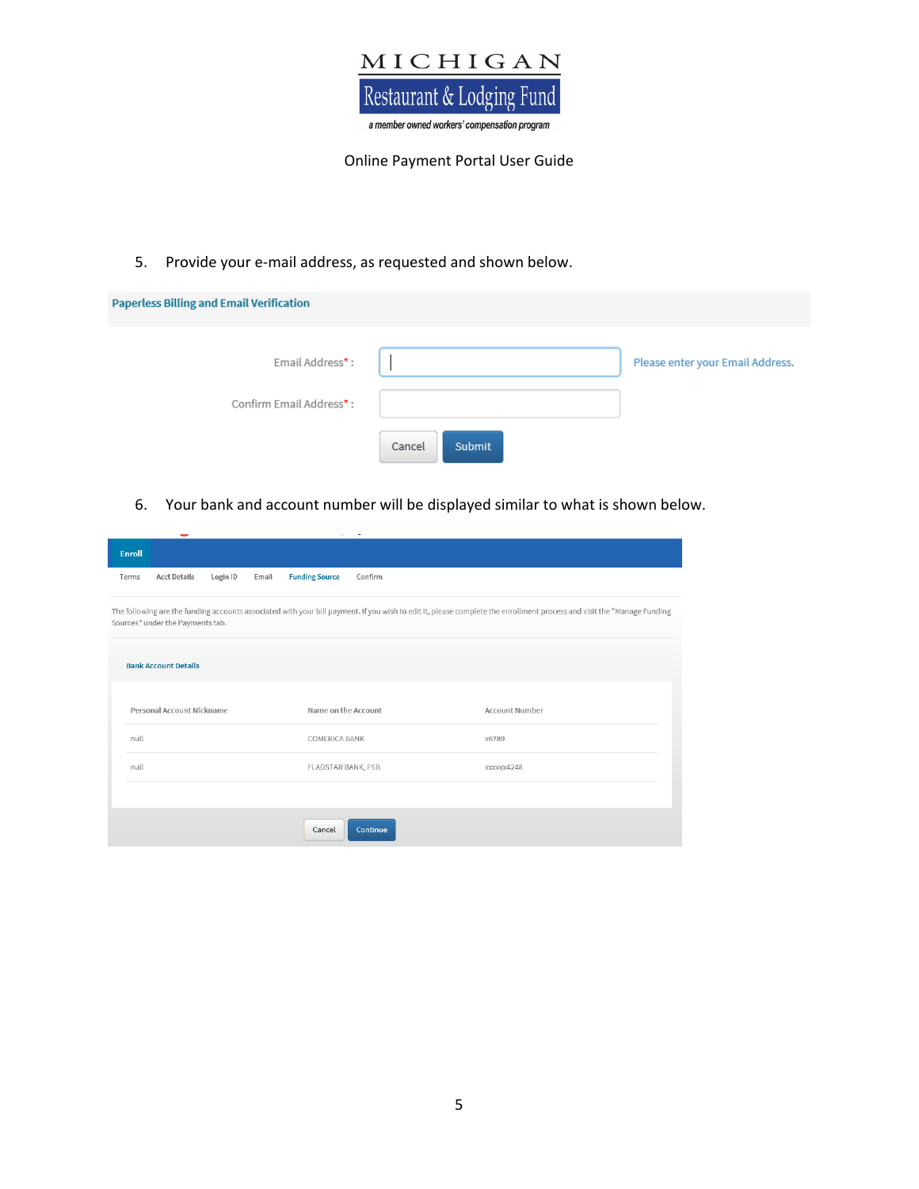5. Provide your e-mail address, as requested and shown below.

**Paperless Billing and Email Verification**

Email Address* : Please enter your Email Address.

Confirm Email Address* :

Cancel Submit

6. Your bank and account number will be displayed similar to what is shown below.

**Enroll**

Terms | Acct Details | Login ID | Email | Funding Source | Confirm

The following are the funding accounts associated with your bill payment. If you wish to edit it, please complete the enrollment process and visit the "Manage Funding Sources" under the Payments tab.

**Bank Account Details**

| Personal Account Nickname | Name on the Account | Account Number |
| --- | --- | --- |
| null | COMERICA BANK | x6789 |
| null | FLAGSTAR BANK, FSB | xxxxxx4248 |

Cancel Continue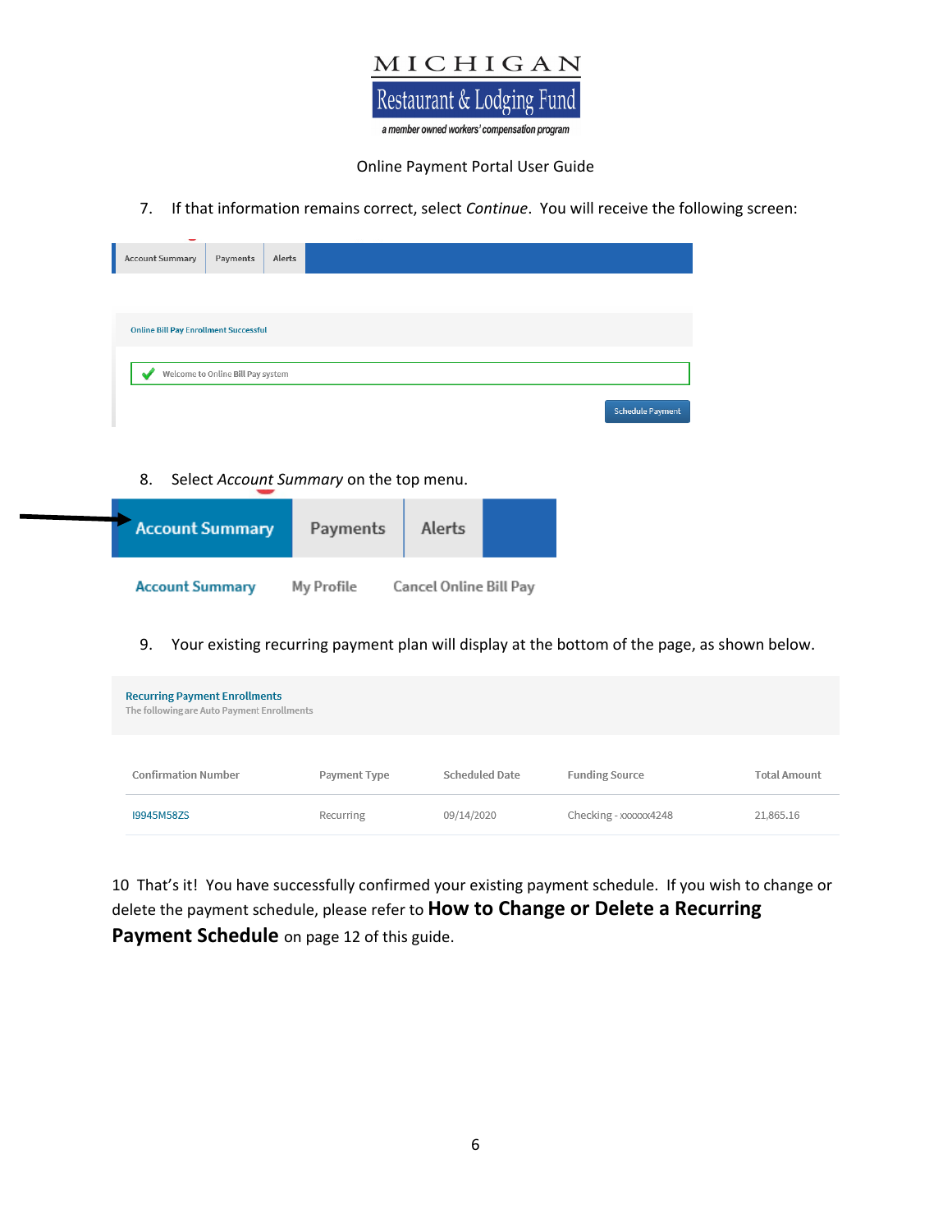7. If that information remains correct, select *Continue*. You will receive the following screen:

Account Summary | Payments | Alerts

Online Bill Pay Enrollment Successful

Welcome to Online Bill Pay system

Schedule Payment

8. Select *Account Summary* on the top menu.

Account Summary | Payments | Alerts

Account Summary | My Profile | Cancel Online Bill Pay

9. Your existing recurring payment plan will display at the bottom of the page, as shown below.

**Recurring Payment Enrollments**
The following are Auto Payment Enrollments

| Confirmation Number | Payment Type | Scheduled Date | Funding Source | Total Amount |
|---|---|---|---|---|
| I9945M58ZS | Recurring | 09/14/2020 | Checking - xxxxxx4248 | 21,865.16 |

10 That's it! You have successfully confirmed your existing payment schedule. If you wish to change or delete the payment schedule, please refer to **How to Change or Delete a Recurring Payment Schedule** on page 12 of this guide.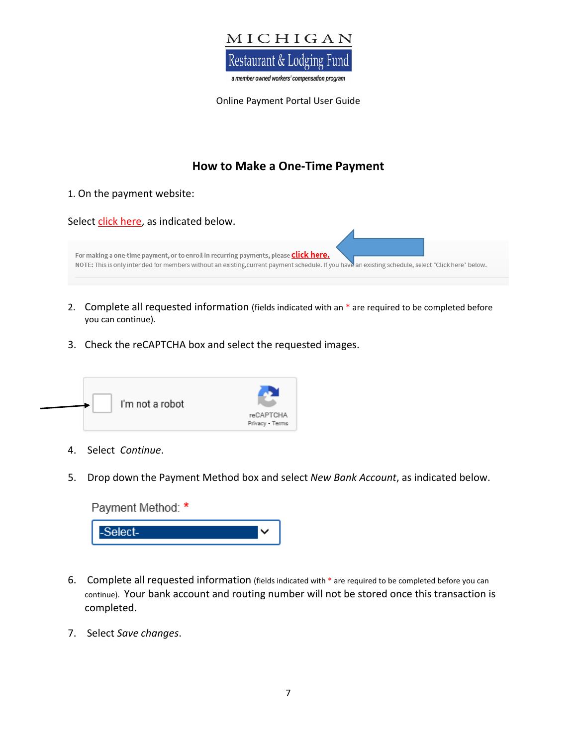MICHIGAN

Restaurant & Lodging Fund

a member owned workers' compensation program

Online Payment Portal User Guide

## How to Make a One-Time Payment

1. On the payment website:

Select click here, as indicated below.

For making a one-time payment, or to enroll in recurring payments, please **click here.**
**NOTE:** This is only intended for members without an existing,current payment schedule. If you have an existing schedule, select "Click here" below.

2. Complete all requested information (fields indicated with an * are required to be completed before you can continue).

3. Check the reCAPTCHA box and select the requested images.

I'm not a robot
reCAPTCHA
Privacy - Terms

4. Select *Continue*.

5. Drop down the Payment Method box and select *New Bank Account*, as indicated below.

Payment Method: *
-Select-

6. Complete all requested information (fields indicated with * are required to be completed before you can continue). Your bank account and routing number will not be stored once this transaction is completed.

7. Select *Save changes*.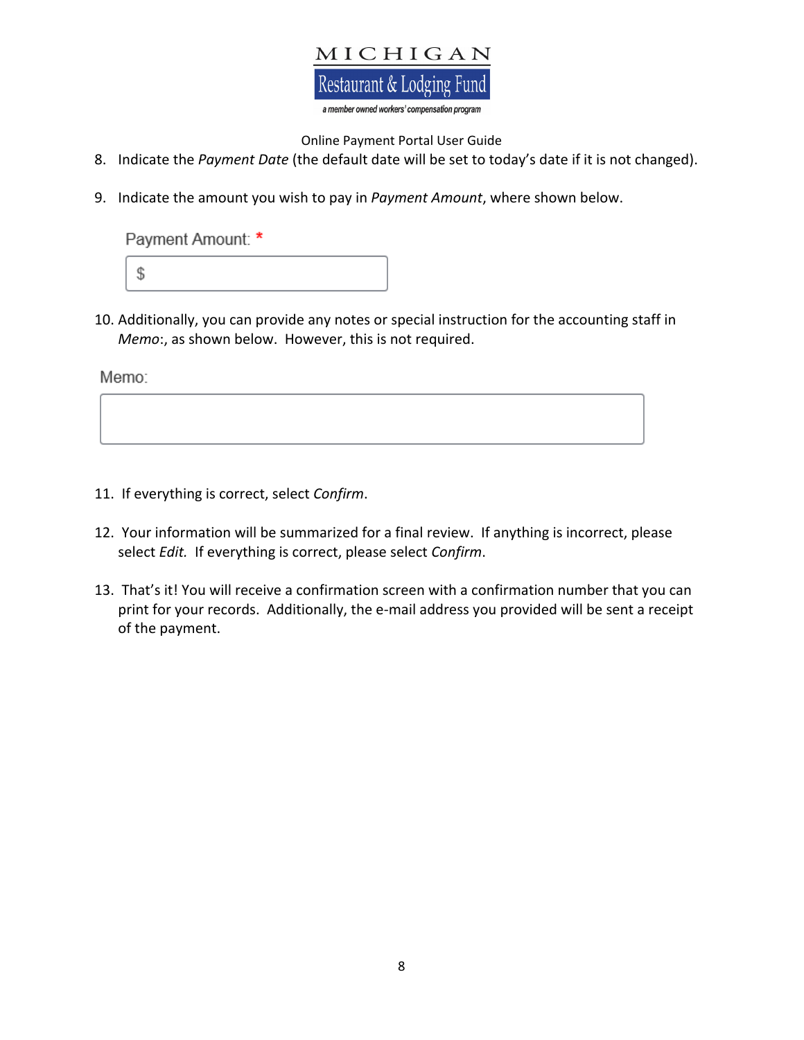8. Indicate the *Payment Date* (the default date will be set to today's date if it is not changed).

9. Indicate the amount you wish to pay in *Payment Amount*, where shown below.

Payment Amount: *

$

10. Additionally, you can provide any notes or special instruction for the accounting staff in *Memo*:, as shown below. However, this is not required.

Memo:

11. If everything is correct, select *Confirm*.

12. Your information will be summarized for a final review. If anything is incorrect, please select *Edit.* If everything is correct, please select *Confirm*.

13. That's it! You will receive a confirmation screen with a confirmation number that you can print for your records. Additionally, the e-mail address you provided will be sent a receipt of the payment.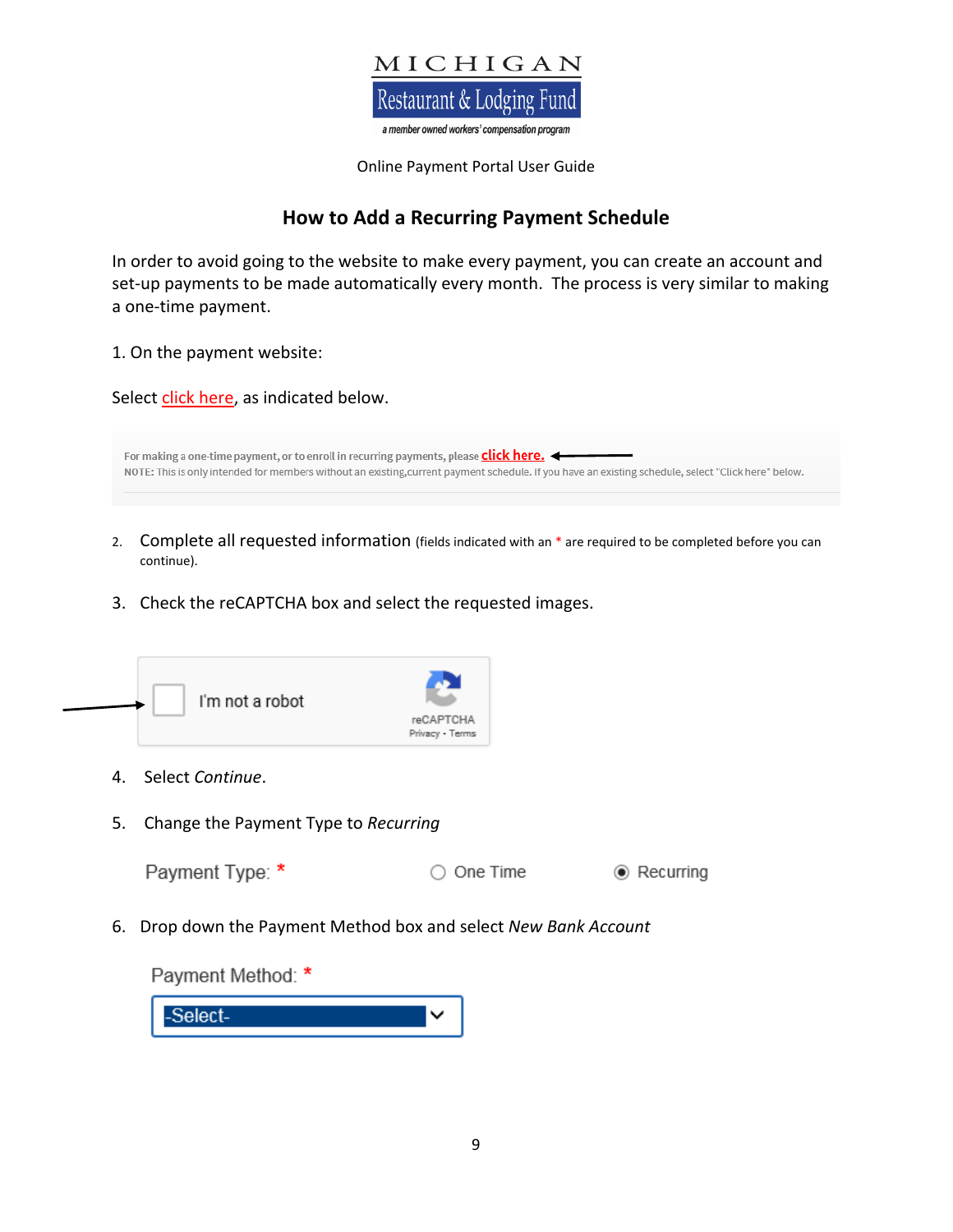MICHIGAN

Restaurant & Lodging Fund

a member owned workers' compensation program

Online Payment Portal User Guide

## How to Add a Recurring Payment Schedule

In order to avoid going to the website to make every payment, you can create an account and set-up payments to be made automatically every month. The process is very similar to making a one-time payment.

1. On the payment website:

Select click here, as indicated below.

For making a one-time payment, or to enroll in recurring payments, please **click here.**
NOTE: This is only intended for members without an existing,current payment schedule. If you have an existing schedule, select "Click here" below.

2. Complete all requested information (fields indicated with an * are required to be completed before you can continue).

3. Check the reCAPTCHA box and select the requested images.

I'm not a robot — reCAPTCHA Privacy - Terms

4. Select *Continue*.

5. Change the Payment Type to *Recurring*

Payment Type: * ○ One Time ◉ Recurring

6. Drop down the Payment Method box and select *New Bank Account*

Payment Method: *
-Select-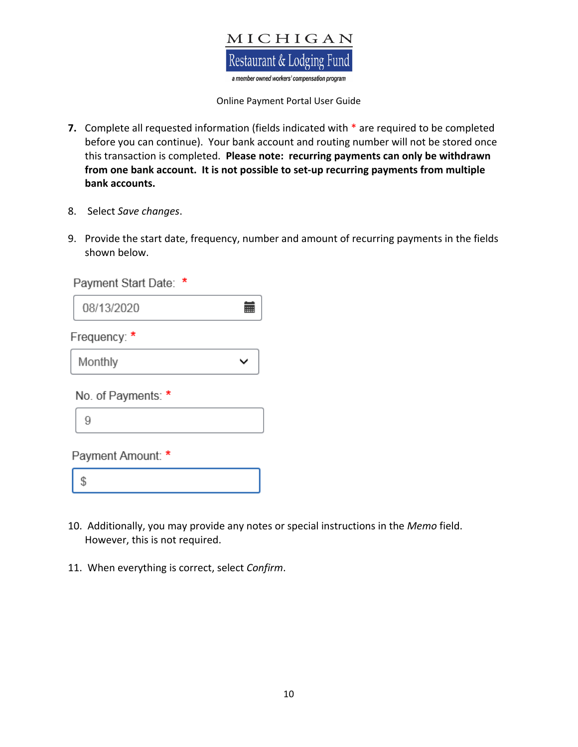7. Complete all requested information (fields indicated with * are required to be completed before you can continue). Your bank account and routing number will not be stored once this transaction is completed. **Please note: recurring payments can only be withdrawn from one bank account. It is not possible to set-up recurring payments from multiple bank accounts.**

8. Select *Save changes*.

9. Provide the start date, frequency, number and amount of recurring payments in the fields shown below.

Payment Start Date: *

08/13/2020

Frequency: *

Monthly

No. of Payments: *

9

Payment Amount: *

$

10. Additionally, you may provide any notes or special instructions in the *Memo* field. However, this is not required.

11. When everything is correct, select *Confirm*.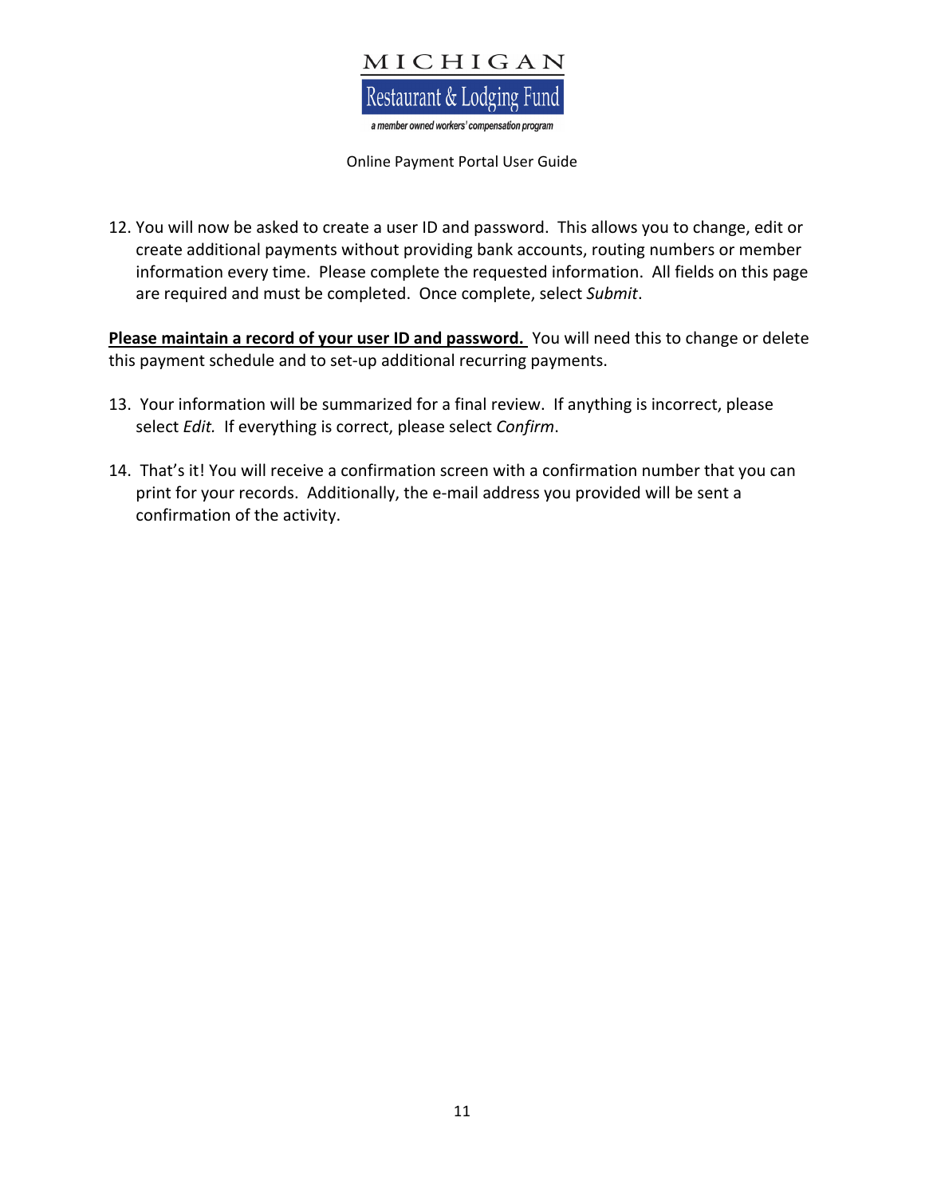12. You will now be asked to create a user ID and password. This allows you to change, edit or create additional payments without providing bank accounts, routing numbers or member information every time. Please complete the requested information. All fields on this page are required and must be completed. Once complete, select *Submit*.

**Please maintain a record of your user ID and password.** You will need this to change or delete this payment schedule and to set-up additional recurring payments.

13. Your information will be summarized for a final review. If anything is incorrect, please select *Edit.* If everything is correct, please select *Confirm*.

14. That's it! You will receive a confirmation screen with a confirmation number that you can print for your records. Additionally, the e-mail address you provided will be sent a confirmation of the activity.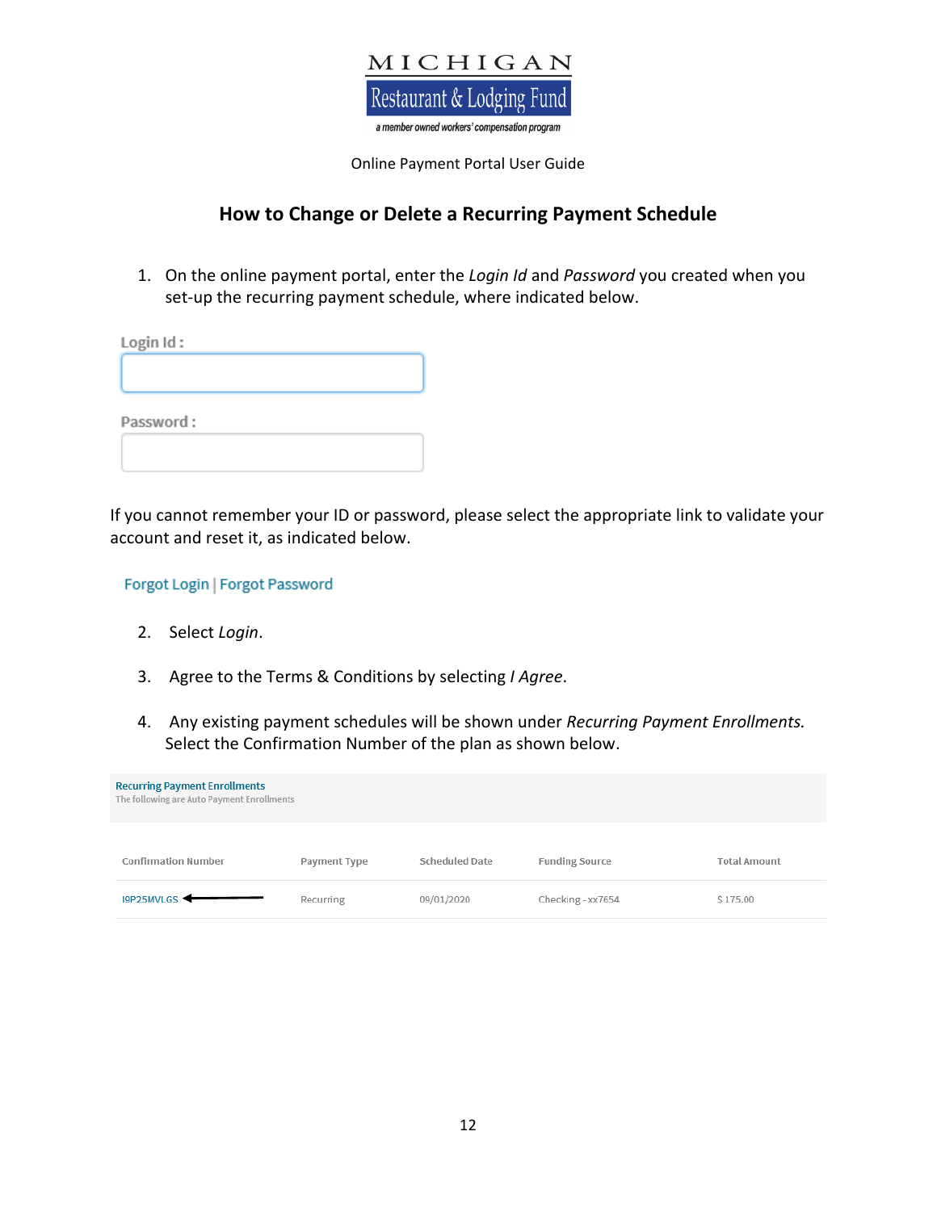MICHIGAN

Restaurant & Lodging Fund

*a member owned workers' compensation program*

Online Payment Portal User Guide

## How to Change or Delete a Recurring Payment Schedule

1. On the online payment portal, enter the *Login Id* and *Password* you created when you set-up the recurring payment schedule, where indicated below.

Login Id :

Password :

If you cannot remember your ID or password, please select the appropriate link to validate your account and reset it, as indicated below.

Forgot Login | Forgot Password

2. Select *Login*.

3. Agree to the Terms & Conditions by selecting *I Agree*.

4. Any existing payment schedules will be shown under *Recurring Payment Enrollments.* Select the Confirmation Number of the plan as shown below.

**Recurring Payment Enrollments**

The following are Auto Payment Enrollments

| Confirmation Number | Payment Type | Scheduled Date | Funding Source | Total Amount |
|---|---|---|---|---|
| I9P25MVLGS ← | Recurring | 09/01/2020 | Checking - xx7654 | $ 175.00 |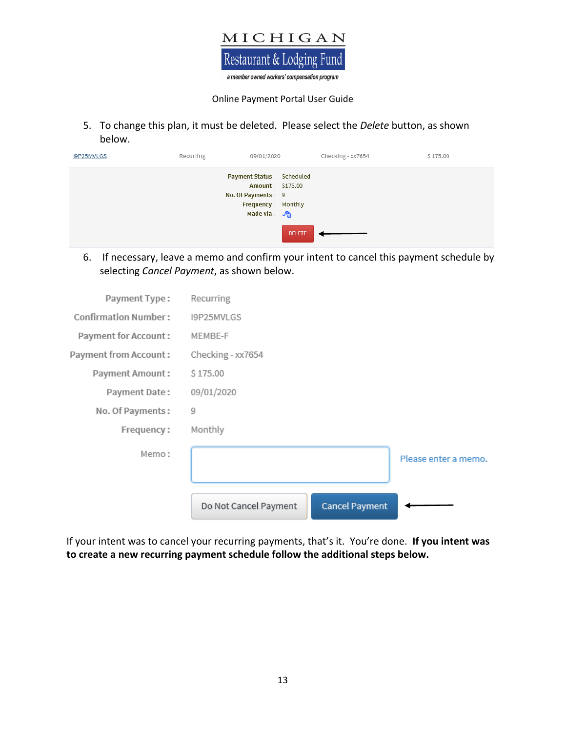5. <u>To change this plan, it must be deleted</u>. Please select the *Delete* button, as shown below.

| I9P25MVLGS | Recurring | 09/01/2020 | Checking - xx7654 | $ 175.00 |
|---|---|---|---|---|

Payment Status : Scheduled
Amount : $175.00
No. Of Payments : 9
Frequency : Monthly
Made Via :

DELETE

6. If necessary, leave a memo and confirm your intent to cancel this payment schedule by selecting *Cancel Payment*, as shown below.

| | |
|---|---|
| Payment Type : | Recurring |
| Confirmation Number : | I9P25MVLGS |
| Payment for Account : | MEMBE-F |
| Payment from Account : | Checking - xx7654 |
| Payment Amount : | $ 175.00 |
| Payment Date : | 09/01/2020 |
| No. Of Payments : | 9 |
| Frequency : | Monthly |
| Memo : | Please enter a memo. |

Do Not Cancel Payment | Cancel Payment

If your intent was to cancel your recurring payments, that's it. You're done. **If you intent was to create a new recurring payment schedule follow the additional steps below.**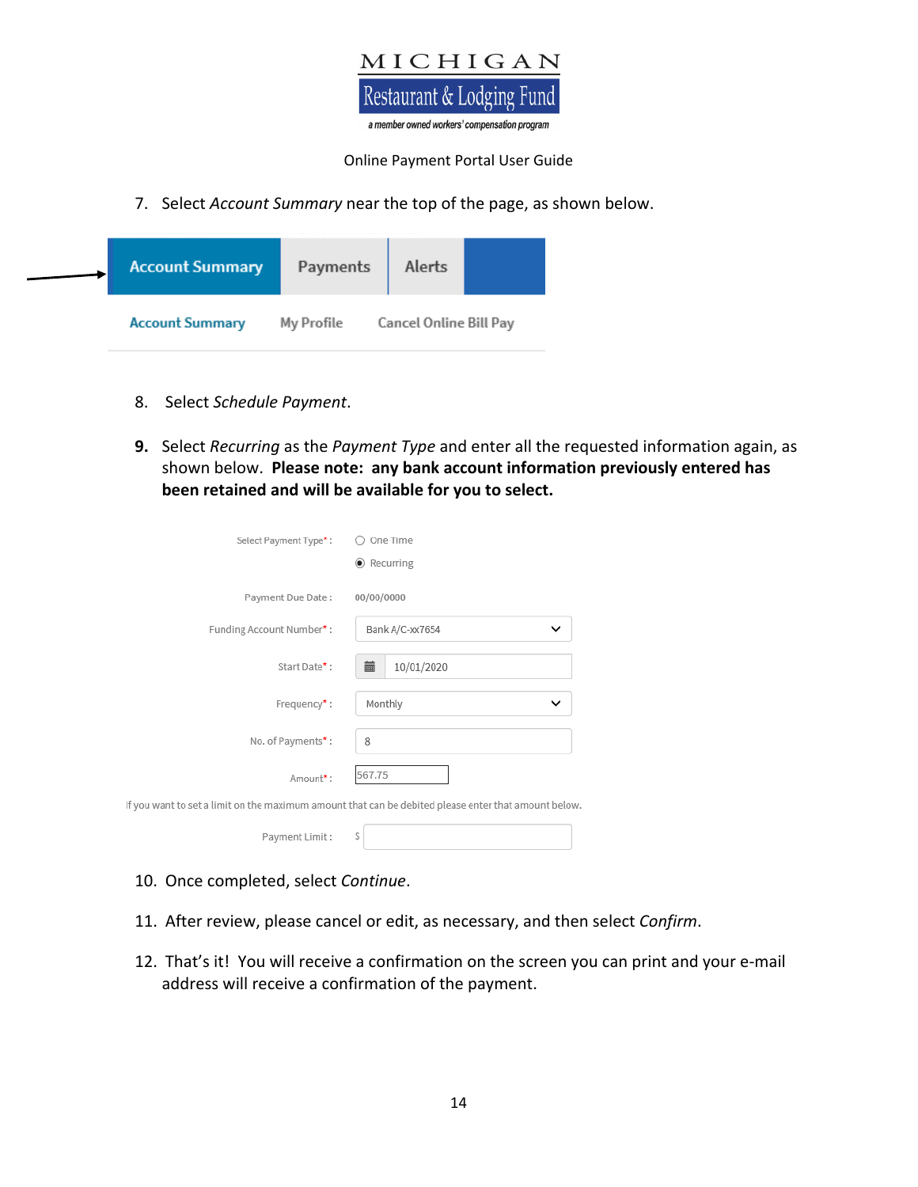Online Payment Portal User Guide

7. Select *Account Summary* near the top of the page, as shown below.

| Account Summary | Payments | Alerts |
|---|---|---|
| Account Summary | My Profile | Cancel Online Bill Pay |

8. Select *Schedule Payment*.

9. Select *Recurring* as the *Payment Type* and enter all the requested information again, as shown below. **Please note: any bank account information previously entered has been retained and will be available for you to select.**

| | |
|---|---|
| Select Payment Type* : | ○ One Time<br>◉ Recurring |
| Payment Due Date : | 00/00/0000 |
| Funding Account Number* : | Bank A/C-xx7654 |
| Start Date* : | 10/01/2020 |
| Frequency* : | Monthly |
| No. of Payments* : | 8 |
| Amount* : | 567.75 |

If you want to set a limit on the maximum amount that can be debited please enter that amount below.

| | |
|---|---|
| Payment Limit : | $ |

10. Once completed, select *Continue*.

11. After review, please cancel or edit, as necessary, and then select *Confirm*.

12. That's it! You will receive a confirmation on the screen you can print and your e-mail address will receive a confirmation of the payment.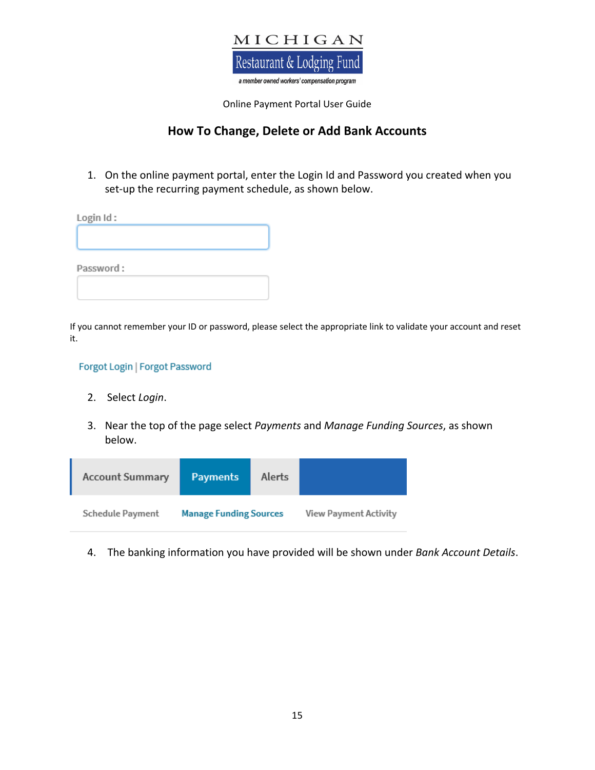MICHIGAN

Restaurant & Lodging Fund

*a member owned workers' compensation program*

Online Payment Portal User Guide

## How To Change, Delete or Add Bank Accounts

1. On the online payment portal, enter the Login Id and Password you created when you set-up the recurring payment schedule, as shown below.

Login Id :

Password :

If you cannot remember your ID or password, please select the appropriate link to validate your account and reset it.

Forgot Login | Forgot Password

2. Select *Login*.

3. Near the top of the page select *Payments* and *Manage Funding Sources*, as shown below.

| Account Summary | Payments | Alerts |
|---|---|---|
| Schedule Payment | Manage Funding Sources | View Payment Activity |

4. The banking information you have provided will be shown under *Bank Account Details*.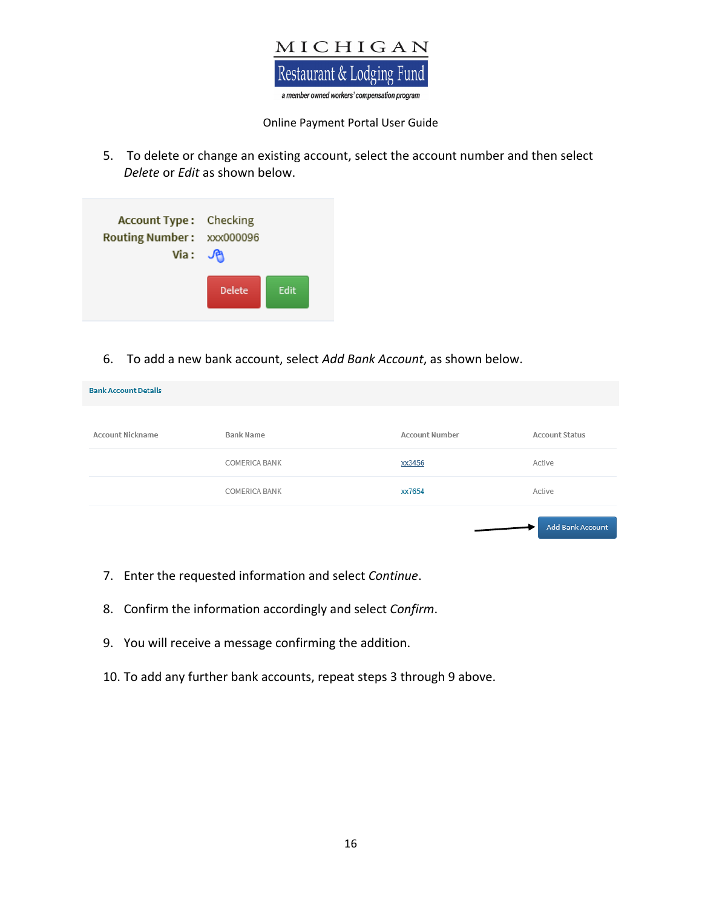5. To delete or change an existing account, select the account number and then select *Delete* or *Edit* as shown below.

Account Type : Checking
Routing Number : xxx000096
Via :

Delete Edit

6. To add a new bank account, select *Add Bank Account*, as shown below.

**Bank Account Details**

| Account Nickname | Bank Name | Account Number | Account Status |
|---|---|---|---|
| | COMERICA BANK | xx3456 | Active |
| | COMERICA BANK | xx7654 | Active |

Add Bank Account

7. Enter the requested information and select *Continue*.

8. Confirm the information accordingly and select *Confirm*.

9. You will receive a message confirming the addition.

10. To add any further bank accounts, repeat steps 3 through 9 above.